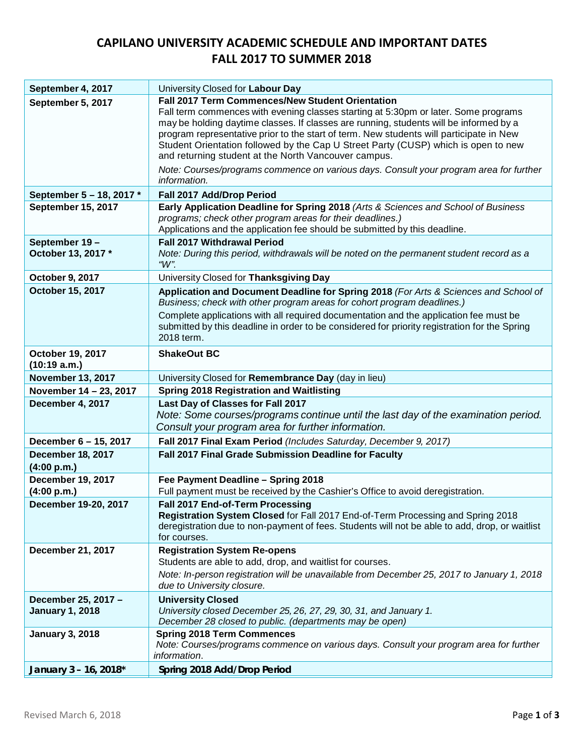# CAPILANO UNIVERSITY ACADEMIC SCHEDULE AND IMPORTANT DATES
# FALL 2017 TO SUMMER 2018

| Date | Event |
|---|---|
| **September 4, 2017** | University Closed for **Labour Day** |
| **September 5, 2017** | **Fall 2017 Term Commences/New Student Orientation**<br>Fall term commences with evening classes starting at 5:30pm or later. Some programs may be holding daytime classes. If classes are running, students will be informed by a program representative prior to the start of term. New students will participate in New Student Orientation followed by the Cap U Street Party (CUSP) which is open to new and returning student at the North Vancouver campus.<br>*Note: Courses/programs commence on various days. Consult your program area for further information.* |
| **September 5 – 18, 2017 \*** | **Fall 2017 Add/Drop Period** |
| **September 15, 2017** | **Early Application Deadline for Spring 2018** *(Arts & Sciences and School of Business programs; check other program areas for their deadlines.)*<br>Applications and the application fee should be submitted by this deadline. |
| **September 19 – October 13, 2017 \*** | **Fall 2017 Withdrawal Period**<br>*Note: During this period, withdrawals will be noted on the permanent student record as a "W".* |
| **October 9, 2017** | University Closed for **Thanksgiving Day** |
| **October 15, 2017** | **Application and Document Deadline for Spring 2018** *(For Arts & Sciences and School of Business; check with other program areas for cohort program deadlines.)*<br>Complete applications with all required documentation and the application fee must be submitted by this deadline in order to be considered for priority registration for the Spring 2018 term. |
| **October 19, 2017 (10:19 a.m.)** | **ShakeOut BC** |
| **November 13, 2017** | University Closed for **Remembrance Day** (day in lieu) |
| **November 14 – 23, 2017** | **Spring 2018 Registration and Waitlisting** |
| **December 4, 2017** | **Last Day of Classes for Fall 2017**<br>*Note: Some courses/programs continue until the last day of the examination period. Consult your program area for further information.* |
| **December 6 – 15, 2017** | **Fall 2017 Final Exam Period** *(Includes Saturday, December 9, 2017)* |
| **December 18, 2017 (4:00 p.m.)** | **Fall 2017 Final Grade Submission Deadline for Faculty** |
| **December 19, 2017 (4:00 p.m.)** | **Fee Payment Deadline – Spring 2018**<br>Full payment must be received by the Cashier's Office to avoid deregistration. |
| **December 19-20, 2017** | **Fall 2017 End-of-Term Processing**<br>**Registration System Closed** for Fall 2017 End-of-Term Processing and Spring 2018 deregistration due to non-payment of fees. Students will not be able to add, drop, or waitlist for courses. |
| **December 21, 2017** | **Registration System Re-opens**<br>Students are able to add, drop, and waitlist for courses.<br>*Note: In-person registration will be unavailable from December 25, 2017 to January 1, 2018 due to University closure.* |
| **December 25, 2017 – January 1, 2018** | **University Closed**<br>*University closed December 25, 26, 27, 29, 30, 31, and January 1.*<br>*December 28 closed to public. (departments may be open)* |
| **January 3, 2018** | **Spring 2018 Term Commences**<br>*Note: Courses/programs commence on various days. Consult your program area for further information.* |
| **January 3 – 16, 2018\*** | **Spring 2018 Add/Drop Period** |

Revised March 6, 2018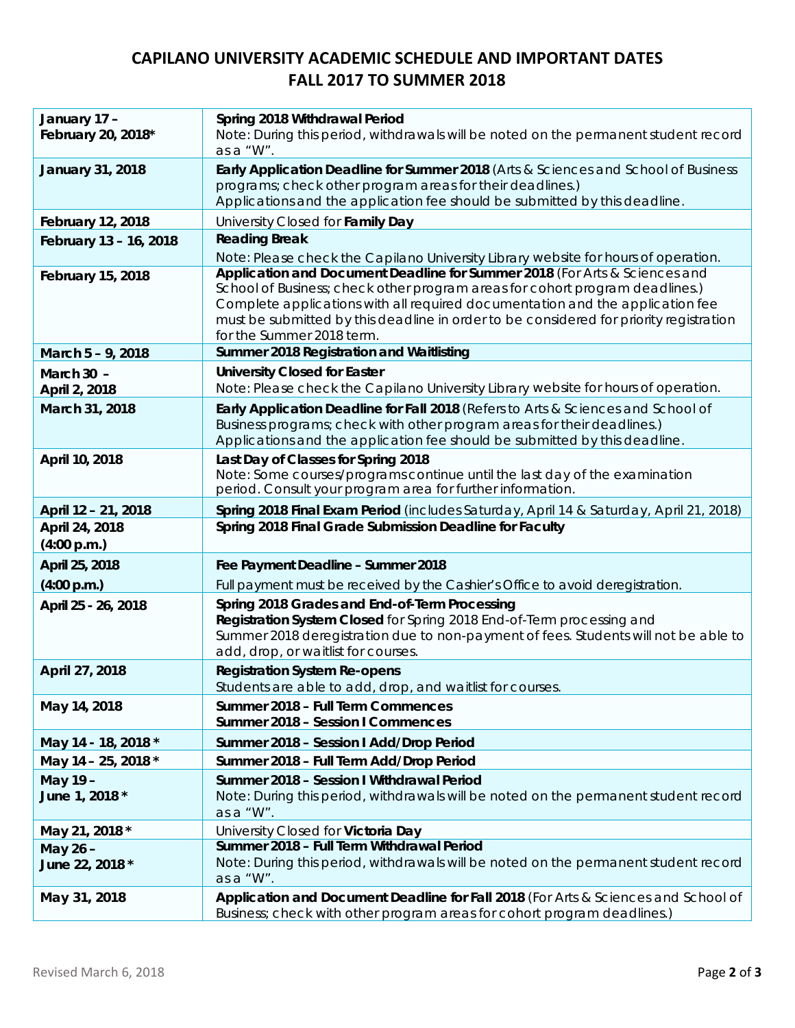# CAPILANO UNIVERSITY ACADEMIC SCHEDULE AND IMPORTANT DATES
## FALL 2017 TO SUMMER 2018

| | |
|---|---|
| **January 17 – February 20, 2018*** | **Spring 2018 Withdrawal Period**<br>Note: During this period, withdrawals will be noted on the permanent student record as a "W". |
| **January 31, 2018** | **Early Application Deadline for Summer 2018** (Arts & Sciences and School of Business programs; check other program areas for their deadlines.)<br>Applications and the application fee should be submitted by this deadline. |
| **February 12, 2018** | University Closed for **Family Day** |
| **February 13 – 16, 2018** | **Reading Break**<br>Note: Please check the Capilano University Library website for hours of operation. |
| **February 15, 2018** | **Application and Document Deadline for Summer 2018** (For Arts & Sciences and School of Business; check other program areas for cohort program deadlines.)<br>Complete applications with all required documentation and the application fee must be submitted by this deadline in order to be considered for priority registration for the Summer 2018 term. |
| **March 5 – 9, 2018** | **Summer 2018 Registration and Waitlisting** |
| **March 30 – April 2, 2018** | **University Closed for Easter**<br>Note: Please check the Capilano University Library website for hours of operation. |
| **March 31, 2018** | **Early Application Deadline for Fall 2018** (Refers to Arts & Sciences and School of Business programs; check with other program areas for their deadlines.)<br>Applications and the application fee should be submitted by this deadline. |
| **April 10, 2018** | **Last Day of Classes for Spring 2018**<br>Note: Some courses/programs continue until the last day of the examination period. Consult your program area for further information. |
| **April 12 – 21, 2018** | **Spring 2018 Final Exam Period** (includes Saturday, April 14 & Saturday, April 21, 2018) |
| **April 24, 2018 (4:00 p.m.)** | **Spring 2018 Final Grade Submission Deadline for Faculty** |
| **April 25, 2018 (4:00 p.m.)** | **Fee Payment Deadline – Summer 2018**<br>Full payment must be received by the Cashier's Office to avoid deregistration. |
| **April 25 - 26, 2018** | **Spring 2018 Grades and End-of-Term Processing**<br>**Registration System Closed** for Spring 2018 End-of-Term processing and Summer 2018 deregistration due to non-payment of fees. Students will not be able to add, drop, or waitlist for courses. |
| **April 27, 2018** | **Registration System Re-opens**<br>Students are able to add, drop, and waitlist for courses. |
| **May 14, 2018** | **Summer 2018 – Full Term Commences**<br>**Summer 2018 – Session I Commences** |
| **May 14 - 18, 2018 *** | **Summer 2018 – Session I Add/Drop Period** |
| **May 14 – 25, 2018 *** | **Summer 2018 – Full Term Add/Drop Period** |
| **May 19 – June 1, 2018 *** | **Summer 2018 – Session I Withdrawal Period**<br>Note: During this period, withdrawals will be noted on the permanent student record as a "W". |
| **May 21, 2018 *** | University Closed for **Victoria Day** |
| **May 26 – June 22, 2018 *** | **Summer 2018 – Full Term Withdrawal Period**<br>Note: During this period, withdrawals will be noted on the permanent student record as a "W". |
| **May 31, 2018** | **Application and Document Deadline for Fall 2018** (For Arts & Sciences and School of Business; check with other program areas for cohort program deadlines.) |

Revised March 6, 2018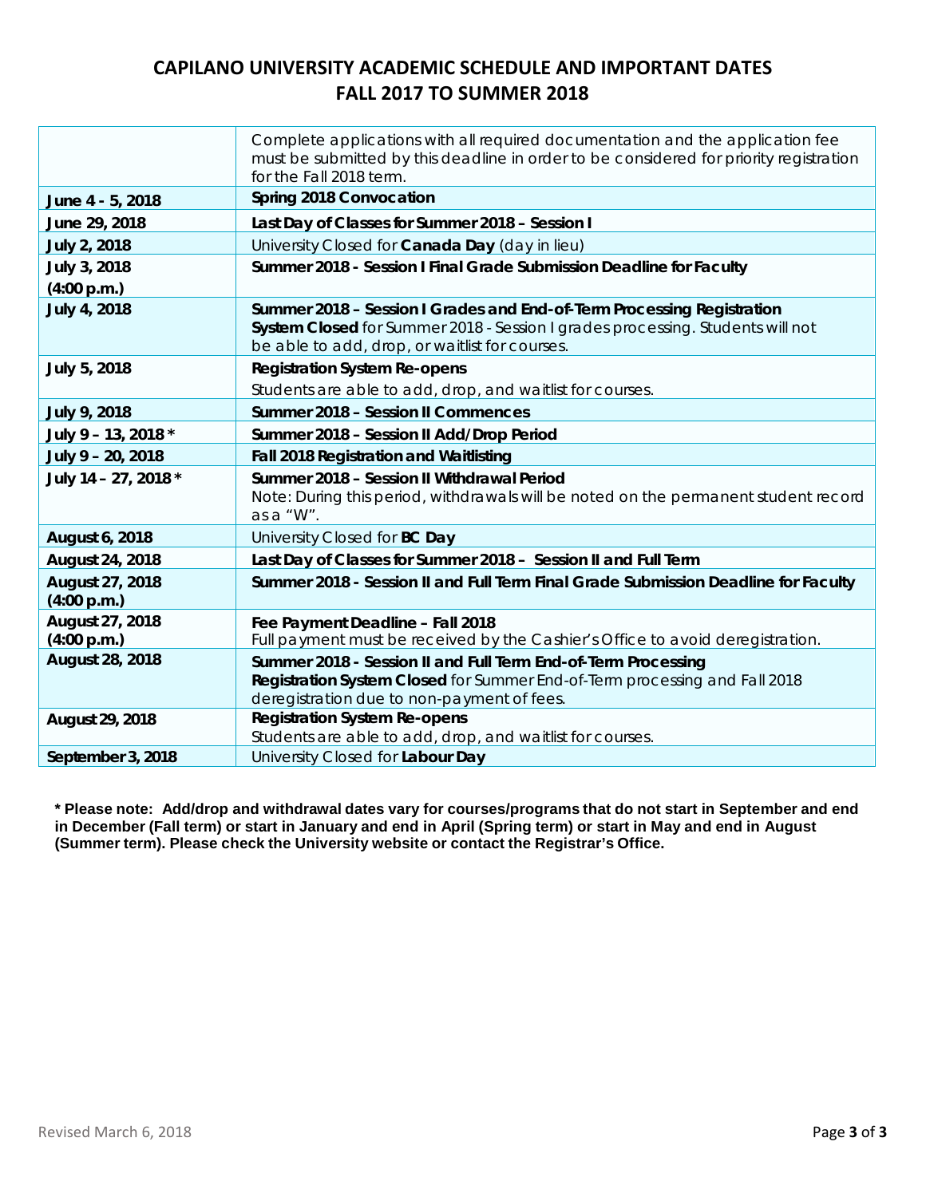# CAPILANO UNIVERSITY ACADEMIC SCHEDULE AND IMPORTANT DATES
## FALL 2017 TO SUMMER 2018

| | |
|---|---|
| | Complete applications with all required documentation and the application fee must be submitted by this deadline in order to be considered for priority registration for the Fall 2018 term. |
| **June 4 - 5, 2018** | **Spring 2018 Convocation** |
| **June 29, 2018** | ***Last Day of Classes for Summer 2018 – Session I*** |
| **July 2, 2018** | University Closed for **Canada Day** (day in lieu) |
| **July 3, 2018 (4:00 p.m.)** | **Summer 2018 - Session I Final Grade Submission Deadline for Faculty** |
| **July 4, 2018** | **Summer 2018 – Session I Grades and End-of-Term Processing Registration System Closed** for Summer 2018 - Session I grades processing. Students will not be able to add, drop, or waitlist for courses. |
| **July 5, 2018** | **Registration System Re-opens** Students are able to add, drop, and waitlist for courses. |
| **July 9, 2018** | **Summer 2018 – Session II Commences** |
| **July 9 – 13, 2018 \*** | **Summer 2018 – Session II Add/Drop Period** |
| **July 9 – 20, 2018** | **Fall 2018 Registration and Waitlisting** |
| **July 14 – 27, 2018 \*** | **Summer 2018 – Session II Withdrawal Period** Note: During this period, withdrawals will be noted on the permanent student record as a "W". |
| **August 6, 2018** | University Closed for **BC Day** |
| **August 24, 2018** | ***Last Day of Classes for Summer 2018 – Session II and Full Term*** |
| **August 27, 2018 (4:00 p.m.)** | **Summer 2018 - Session II and Full Term Final Grade Submission Deadline for Faculty** |
| **August 27, 2018 (4:00 p.m.)** | **Fee Payment Deadline – Fall 2018** Full payment must be received by the Cashier's Office to avoid deregistration. |
| **August 28, 2018** | **Summer 2018 - Session II and Full Term End-of-Term Processing Registration System Closed** for Summer End-of-Term processing and Fall 2018 deregistration due to non-payment of fees. |
| **August 29, 2018** | **Registration System Re-opens** Students are able to add, drop, and waitlist for courses. |
| **September 3, 2018** | University Closed for **Labour Day** |

**\* Please note: Add/drop and withdrawal dates vary for courses/programs that do not start in September and end in December (Fall term) or start in January and end in April (Spring term) or start in May and end in August (Summer term). Please check the University website or contact the Registrar's Office.**

Revised March 6, 2018